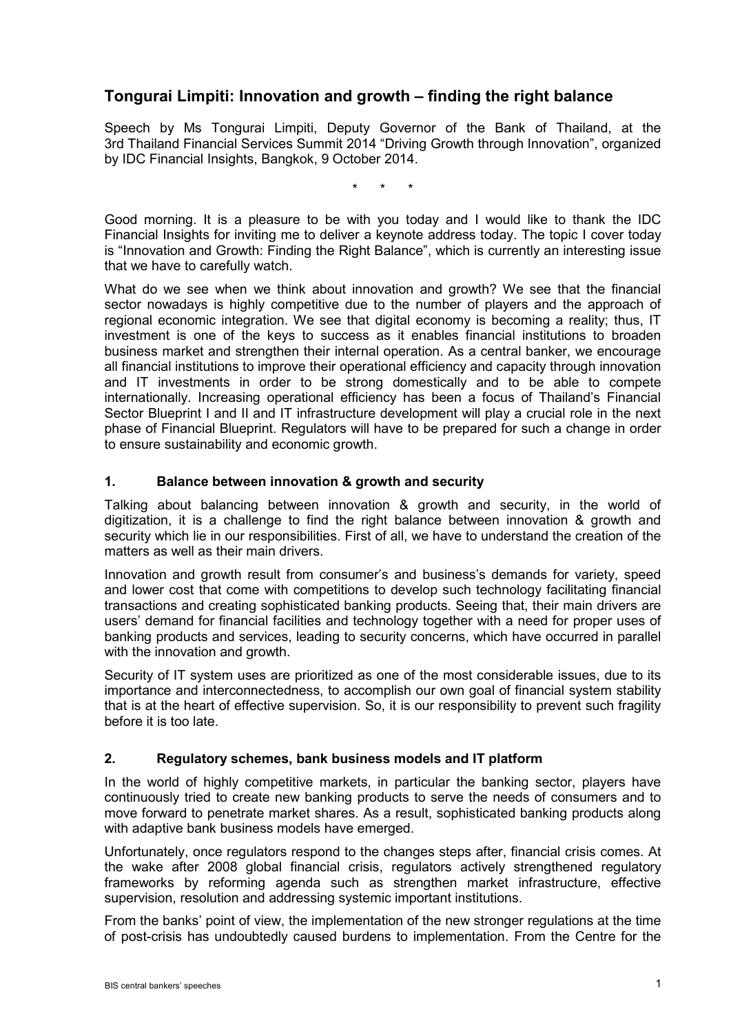## Tongurai Limpiti: Innovation and growth – finding the right balance

Speech by Ms Tongurai Limpiti, Deputy Governor of the Bank of Thailand, at the 3rd Thailand Financial Services Summit 2014 "Driving Growth through Innovation", organized by IDC Financial Insights, Bangkok, 9 October 2014.

\* \* \*

Good morning. It is a pleasure to be with you today and I would like to thank the IDC Financial Insights for inviting me to deliver a keynote address today. The topic I cover today is "Innovation and Growth: Finding the Right Balance", which is currently an interesting issue that we have to carefully watch.

What do we see when we think about innovation and growth? We see that the financial sector nowadays is highly competitive due to the number of players and the approach of regional economic integration. We see that digital economy is becoming a reality; thus, IT investment is one of the keys to success as it enables financial institutions to broaden business market and strengthen their internal operation. As a central banker, we encourage all financial institutions to improve their operational efficiency and capacity through innovation and IT investments in order to be strong domestically and to be able to compete internationally. Increasing operational efficiency has been a focus of Thailand's Financial Sector Blueprint I and II and IT infrastructure development will play a crucial role in the next phase of Financial Blueprint. Regulators will have to be prepared for such a change in order to ensure sustainability and economic growth.

### 1. Balance between innovation & growth and security

Talking about balancing between innovation & growth and security, in the world of digitization, it is a challenge to find the right balance between innovation & growth and security which lie in our responsibilities. First of all, we have to understand the creation of the matters as well as their main drivers.

Innovation and growth result from consumer's and business's demands for variety, speed and lower cost that come with competitions to develop such technology facilitating financial transactions and creating sophisticated banking products. Seeing that, their main drivers are users' demand for financial facilities and technology together with a need for proper uses of banking products and services, leading to security concerns, which have occurred in parallel with the innovation and growth.

Security of IT system uses are prioritized as one of the most considerable issues, due to its importance and interconnectedness, to accomplish our own goal of financial system stability that is at the heart of effective supervision. So, it is our responsibility to prevent such fragility before it is too late.

### 2. Regulatory schemes, bank business models and IT platform

In the world of highly competitive markets, in particular the banking sector, players have continuously tried to create new banking products to serve the needs of consumers and to move forward to penetrate market shares. As a result, sophisticated banking products along with adaptive bank business models have emerged.

Unfortunately, once regulators respond to the changes steps after, financial crisis comes. At the wake after 2008 global financial crisis, regulators actively strengthened regulatory frameworks by reforming agenda such as strengthen market infrastructure, effective supervision, resolution and addressing systemic important institutions.

From the banks' point of view, the implementation of the new stronger regulations at the time of post-crisis has undoubtedly caused burdens to implementation. From the Centre for the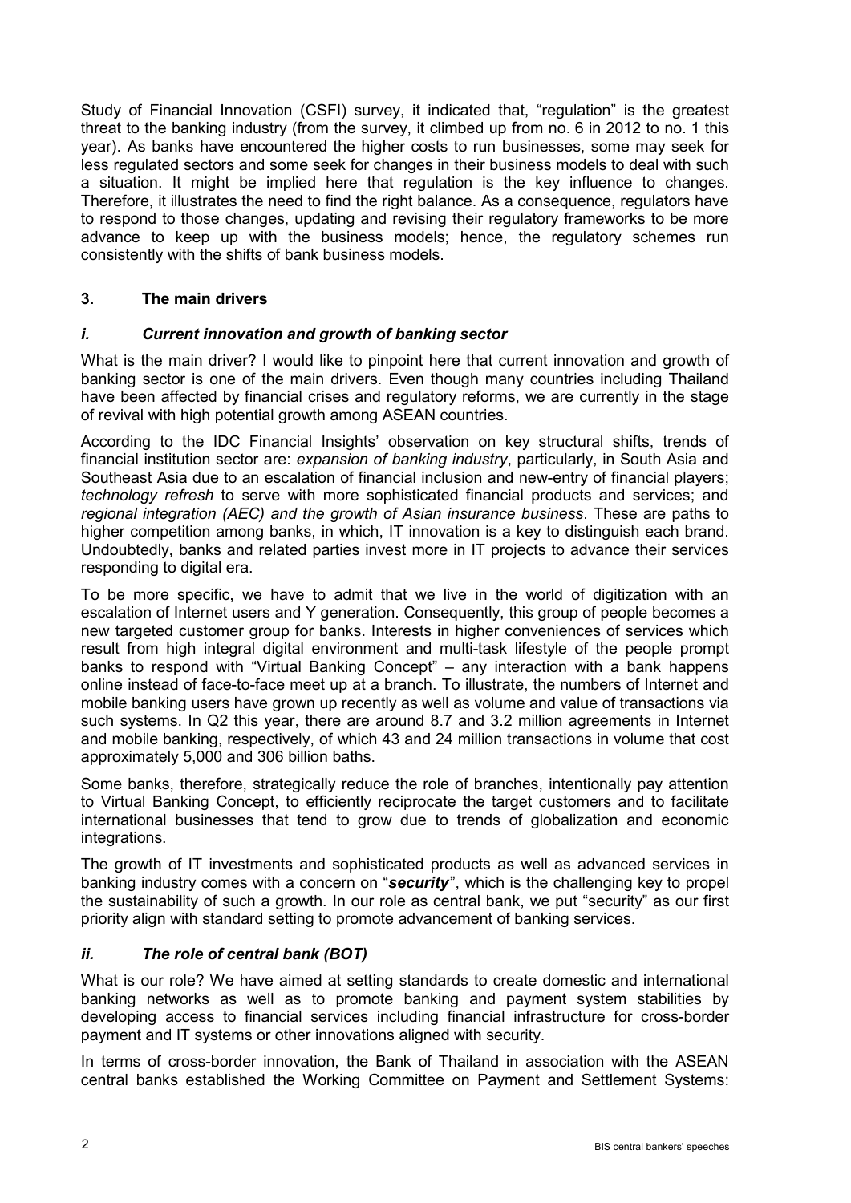Study of Financial Innovation (CSFI) survey, it indicated that, "regulation" is the greatest threat to the banking industry (from the survey, it climbed up from no. 6 in 2012 to no. 1 this year). As banks have encountered the higher costs to run businesses, some may seek for less regulated sectors and some seek for changes in their business models to deal with such a situation. It might be implied here that regulation is the key influence to changes. Therefore, it illustrates the need to find the right balance. As a consequence, regulators have to respond to those changes, updating and revising their regulatory frameworks to be more advance to keep up with the business models; hence, the regulatory schemes run consistently with the shifts of bank business models.

## 3. The main drivers

### *i. Current innovation and growth of banking sector*

What is the main driver? I would like to pinpoint here that current innovation and growth of banking sector is one of the main drivers. Even though many countries including Thailand have been affected by financial crises and regulatory reforms, we are currently in the stage of revival with high potential growth among ASEAN countries.

According to the IDC Financial Insights' observation on key structural shifts, trends of financial institution sector are: *expansion of banking industry*, particularly, in South Asia and Southeast Asia due to an escalation of financial inclusion and new-entry of financial players; *technology refresh* to serve with more sophisticated financial products and services; and *regional integration (AEC) and the growth of Asian insurance business*. These are paths to higher competition among banks, in which, IT innovation is a key to distinguish each brand. Undoubtedly, banks and related parties invest more in IT projects to advance their services responding to digital era.

To be more specific, we have to admit that we live in the world of digitization with an escalation of Internet users and Y generation. Consequently, this group of people becomes a new targeted customer group for banks. Interests in higher conveniences of services which result from high integral digital environment and multi-task lifestyle of the people prompt banks to respond with "Virtual Banking Concept" – any interaction with a bank happens online instead of face-to-face meet up at a branch. To illustrate, the numbers of Internet and mobile banking users have grown up recently as well as volume and value of transactions via such systems. In Q2 this year, there are around 8.7 and 3.2 million agreements in Internet and mobile banking, respectively, of which 43 and 24 million transactions in volume that cost approximately 5,000 and 306 billion baths.

Some banks, therefore, strategically reduce the role of branches, intentionally pay attention to Virtual Banking Concept, to efficiently reciprocate the target customers and to facilitate international businesses that tend to grow due to trends of globalization and economic integrations.

The growth of IT investments and sophisticated products as well as advanced services in banking industry comes with a concern on "***security***", which is the challenging key to propel the sustainability of such a growth. In our role as central bank, we put "security" as our first priority align with standard setting to promote advancement of banking services.

### *ii. The role of central bank (BOT)*

What is our role? We have aimed at setting standards to create domestic and international banking networks as well as to promote banking and payment system stabilities by developing access to financial services including financial infrastructure for cross-border payment and IT systems or other innovations aligned with security.

In terms of cross-border innovation, the Bank of Thailand in association with the ASEAN central banks established the Working Committee on Payment and Settlement Systems: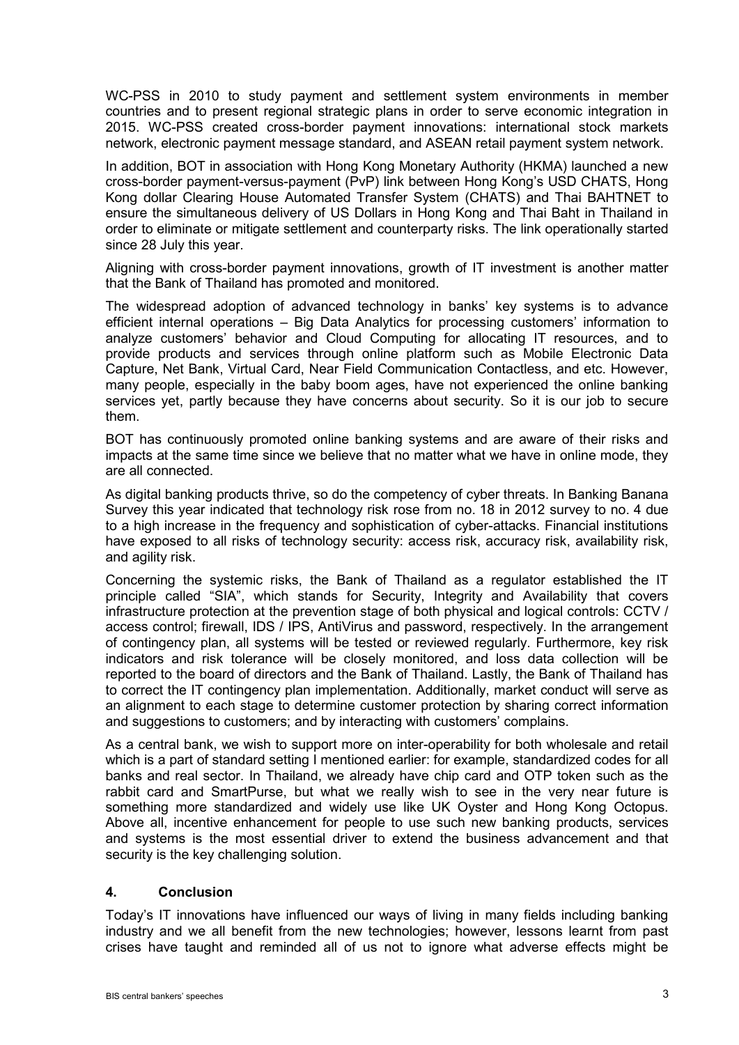WC-PSS in 2010 to study payment and settlement system environments in member countries and to present regional strategic plans in order to serve economic integration in 2015. WC-PSS created cross-border payment innovations: international stock markets network, electronic payment message standard, and ASEAN retail payment system network.

In addition, BOT in association with Hong Kong Monetary Authority (HKMA) launched a new cross-border payment-versus-payment (PvP) link between Hong Kong's USD CHATS, Hong Kong dollar Clearing House Automated Transfer System (CHATS) and Thai BAHTNET to ensure the simultaneous delivery of US Dollars in Hong Kong and Thai Baht in Thailand in order to eliminate or mitigate settlement and counterparty risks. The link operationally started since 28 July this year.

Aligning with cross-border payment innovations, growth of IT investment is another matter that the Bank of Thailand has promoted and monitored.

The widespread adoption of advanced technology in banks' key systems is to advance efficient internal operations – Big Data Analytics for processing customers' information to analyze customers' behavior and Cloud Computing for allocating IT resources, and to provide products and services through online platform such as Mobile Electronic Data Capture, Net Bank, Virtual Card, Near Field Communication Contactless, and etc. However, many people, especially in the baby boom ages, have not experienced the online banking services yet, partly because they have concerns about security. So it is our job to secure them.

BOT has continuously promoted online banking systems and are aware of their risks and impacts at the same time since we believe that no matter what we have in online mode, they are all connected.

As digital banking products thrive, so do the competency of cyber threats. In Banking Banana Survey this year indicated that technology risk rose from no. 18 in 2012 survey to no. 4 due to a high increase in the frequency and sophistication of cyber-attacks. Financial institutions have exposed to all risks of technology security: access risk, accuracy risk, availability risk, and agility risk.

Concerning the systemic risks, the Bank of Thailand as a regulator established the IT principle called "SIA", which stands for Security, Integrity and Availability that covers infrastructure protection at the prevention stage of both physical and logical controls: CCTV / access control; firewall, IDS / IPS, AntiVirus and password, respectively. In the arrangement of contingency plan, all systems will be tested or reviewed regularly. Furthermore, key risk indicators and risk tolerance will be closely monitored, and loss data collection will be reported to the board of directors and the Bank of Thailand. Lastly, the Bank of Thailand has to correct the IT contingency plan implementation. Additionally, market conduct will serve as an alignment to each stage to determine customer protection by sharing correct information and suggestions to customers; and by interacting with customers' complains.

As a central bank, we wish to support more on inter-operability for both wholesale and retail which is a part of standard setting I mentioned earlier: for example, standardized codes for all banks and real sector. In Thailand, we already have chip card and OTP token such as the rabbit card and SmartPurse, but what we really wish to see in the very near future is something more standardized and widely use like UK Oyster and Hong Kong Octopus. Above all, incentive enhancement for people to use such new banking products, services and systems is the most essential driver to extend the business advancement and that security is the key challenging solution.

## 4. Conclusion

Today's IT innovations have influenced our ways of living in many fields including banking industry and we all benefit from the new technologies; however, lessons learnt from past crises have taught and reminded all of us not to ignore what adverse effects might be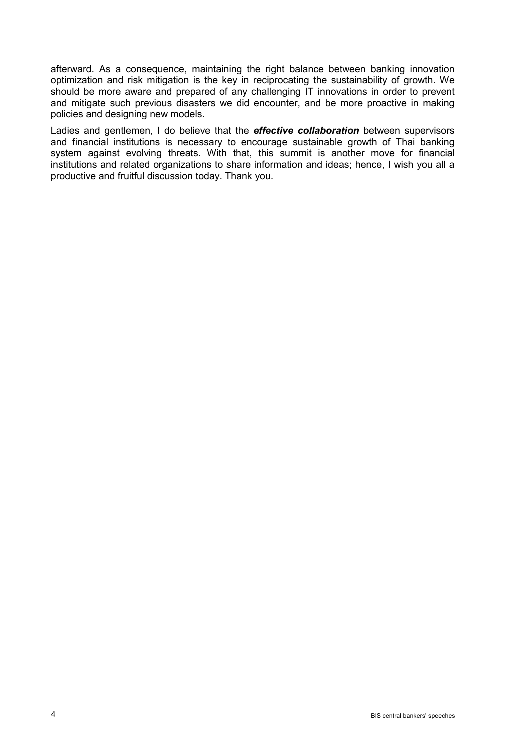afterward. As a consequence, maintaining the right balance between banking innovation optimization and risk mitigation is the key in reciprocating the sustainability of growth. We should be more aware and prepared of any challenging IT innovations in order to prevent and mitigate such previous disasters we did encounter, and be more proactive in making policies and designing new models.

Ladies and gentlemen, I do believe that the ***effective collaboration*** between supervisors and financial institutions is necessary to encourage sustainable growth of Thai banking system against evolving threats. With that, this summit is another move for financial institutions and related organizations to share information and ideas; hence, I wish you all a productive and fruitful discussion today. Thank you.